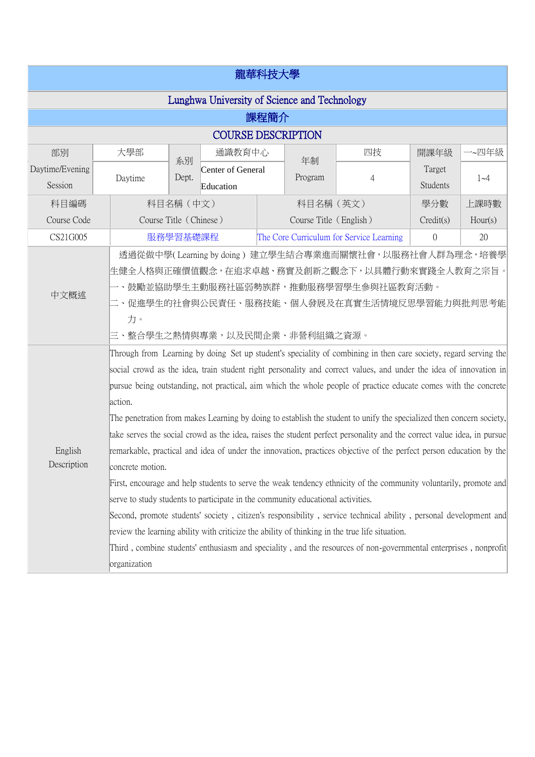# 龍華科技大學

## Lunghwa University of Science and Technology

## 課程簡介

## COURSE DESCRIPTION

| 部別 Daytime/Evening Session | 大學部 Daytime | 系別 Dept. | 通識教育中心 Center of General Education | 年制 Program | 四技 4 | 開課年級 Target Students | 一~四年級 1~4 |
|---|---|---|---|---|---|---|---|

| 科目編碼 Course Code | 科目名稱（中文） Course Title（Chinese） | 科目名稱（英文） Course Title（English） | 學分數 Credit(s) | 上課時數 Hour(s) |
|---|---|---|---|---|
| CS21G005 | 服務學習基礎課程 | The Core Curriculum for Service Learning | 0 | 20 |

| | |
|---|---|
| 中文概述 | 透過從做中學( Learning by doing）建立學生結合專業進而關懷社會，以服務社會人群為理念，培養學生健全人格與正確價值觀念，在追求卓越、務實及創新之觀念下，以具體行動來實踐全人教育之宗旨。<br>一、鼓勵並協助學生主動服務社區弱勢族群，推動服務學習學生參與社區教育活動。<br>二、促進學生的社會與公民責任、服務技能、個人發展及在真實生活情境反思學習能力與批判思考能力。<br>三、整合學生之熱情與專業，以及民間企業、非營利組織之資源。 |
| English Description | Through from Learning by doing Set up student's speciality of combining in then care society, regard serving the social crowd as the idea, train student right personality and correct values, and under the idea of innovation in pursue being outstanding, not practical, aim which the whole people of practice educate comes with the concrete action.<br>The penetration from makes Learning by doing to establish the student to unify the specialized then concern society, take serves the social crowd as the idea, raises the student perfect personality and the correct value idea, in pursue remarkable, practical and idea of under the innovation, practices objective of the perfect person education by the concrete motion.<br>First, encourage and help students to serve the weak tendency ethnicity of the community voluntarily, promote and serve to study students to participate in the community educational activities.<br>Second, promote students' society , citizen's responsibility , service technical ability , personal development and review the learning ability with criticize the ability of thinking in the true life situation.<br>Third , combine students' enthusiasm and speciality , and the resources of non-governmental enterprises , nonprofit organization |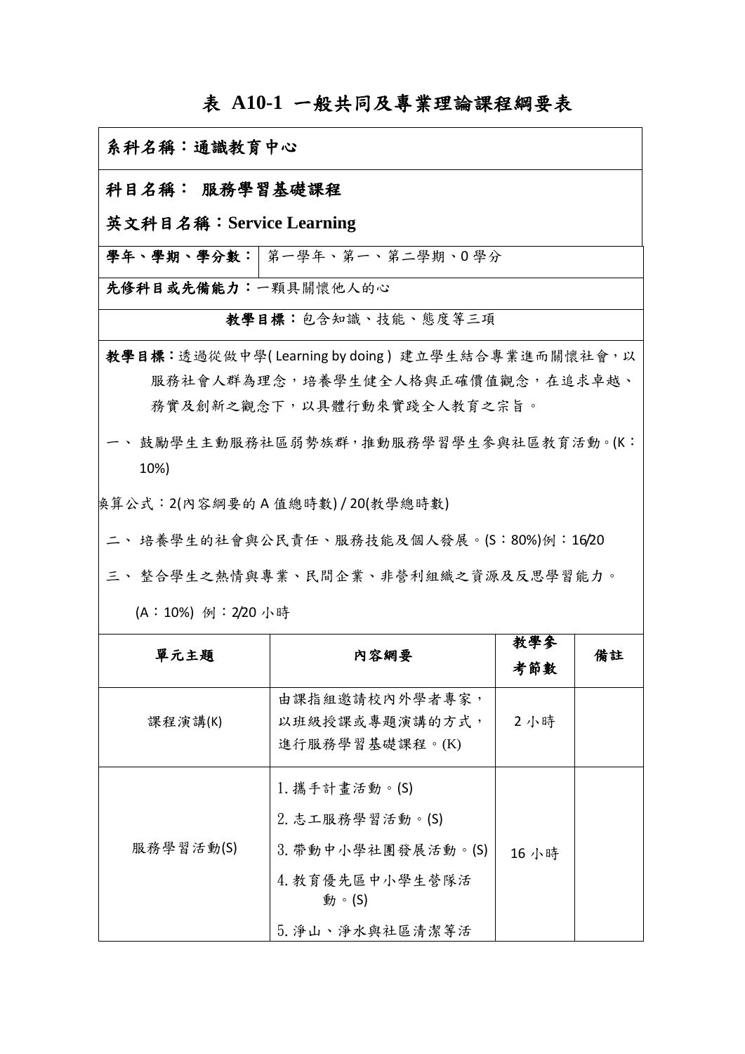# 表 A10-1 一般共同及專業理論課程綱要表

**系科名稱：通識教育中心**

**科目名稱： 服務學習基礎課程**

**英文科目名稱：Service Learning**

| **學年、學期、學分數：** | 第一學年、第一、第二學期、0 學分 |
|---|---|

**先修科目或先備能力：**一顆具關懷他人的心

**教學目標：**包含知識、技能、態度等三項

**教學目標：**透過從做中學( Learning by doing ) 建立學生結合專業進而關懷社會，以服務社會人群為理念，培養學生健全人格與正確價值觀念，在追求卓越、務實及創新之觀念下，以具體行動來實踐全人教育之宗旨。

一、 鼓勵學生主動服務社區弱勢族群，推動服務學習學生參與社區教育活動。(K：10%)

換算公式：2(內容綱要的 A 值總時數) / 20(教學總時數)

二、 培養學生的社會與公民責任、服務技能及個人發展。(S：80%)例：16/20

三、 整合學生之熱情與專業、民間企業、非營利組織之資源及反思學習能力。

(A：10%) 例：2/20 小時

| 單元主題 | 內容綱要 | 教學參考節數 | 備註 |
|---|---|---|---|
| 課程演講(K) | 由課指組邀請校內外學者專家，以班級授課或專題演講的方式，進行服務學習基礎課程。(K) | 2 小時 | |
| 服務學習活動(S) | 1. 攜手計畫活動。(S)<br>2. 志工服務學習活動。(S)<br>3. 帶動中小學社團發展活動。(S)<br>4. 教育優先區中小學生營隊活動。(S)<br>5. 淨山、淨水與社區清潔等活 | 16 小時 | |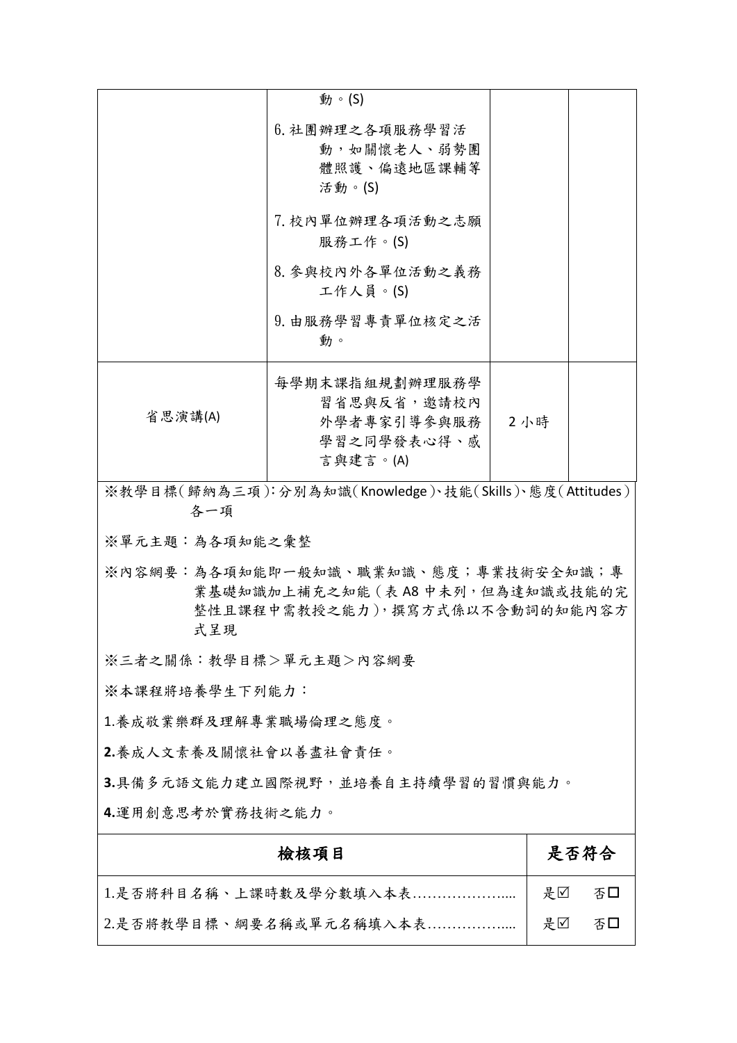| | | | |
|---|---|---|---|
| | 動。(S)<br>6. 社團辦理之各項服務學習活動，如關懷老人、弱勢團體照護、偏遠地區課輔等活動。(S)<br>7. 校內單位辦理各項活動之志願服務工作。(S)<br>8. 參與校內外各單位活動之義務工作人員。(S)<br>9. 由服務學習專責單位核定之活動。 | | |
| 省思演講(A) | 每學期末課指組規劃辦理服務學習省思與反省，邀請校內外學者專家引導參與服務學習之同學發表心得、感言與建言。(A) | 2 小時 | |

※教學目標(歸納為三項)：分別為知識(Knowledge)、技能(Skills)、態度(Attitudes)各一項

※單元主題：為各項知能之彙整

※內容綱要：為各項知能即一般知識、職業知識、態度；專業技術安全知識；專業基礎知識加上補充之知能(表 A8 中未列，但為達知識或技能的完整性且課程中需教授之能力)，撰寫方式係以不含動詞的知能內容方式呈現

※三者之關係：教學目標＞單元主題＞內容綱要

※本課程將培養學生下列能力：

1.養成敬業樂群及理解專業職場倫理之態度。

**2.**養成人文素養及關懷社會以善盡社會責任。

**3.**具備多元語文能力建立國際視野，並培養自主持續學習的習慣與能力。

**4.**運用創意思考於實務技術之能力。

| **檢核項目** | **是否符合** |
|---|---|
| 1.是否將科目名稱、上課時數及學分數填入本表……………….... | 是☑　否☐ |
| 2.是否將教學目標、綱要名稱或單元名稱填入本表…………….... | 是☑　否☐ |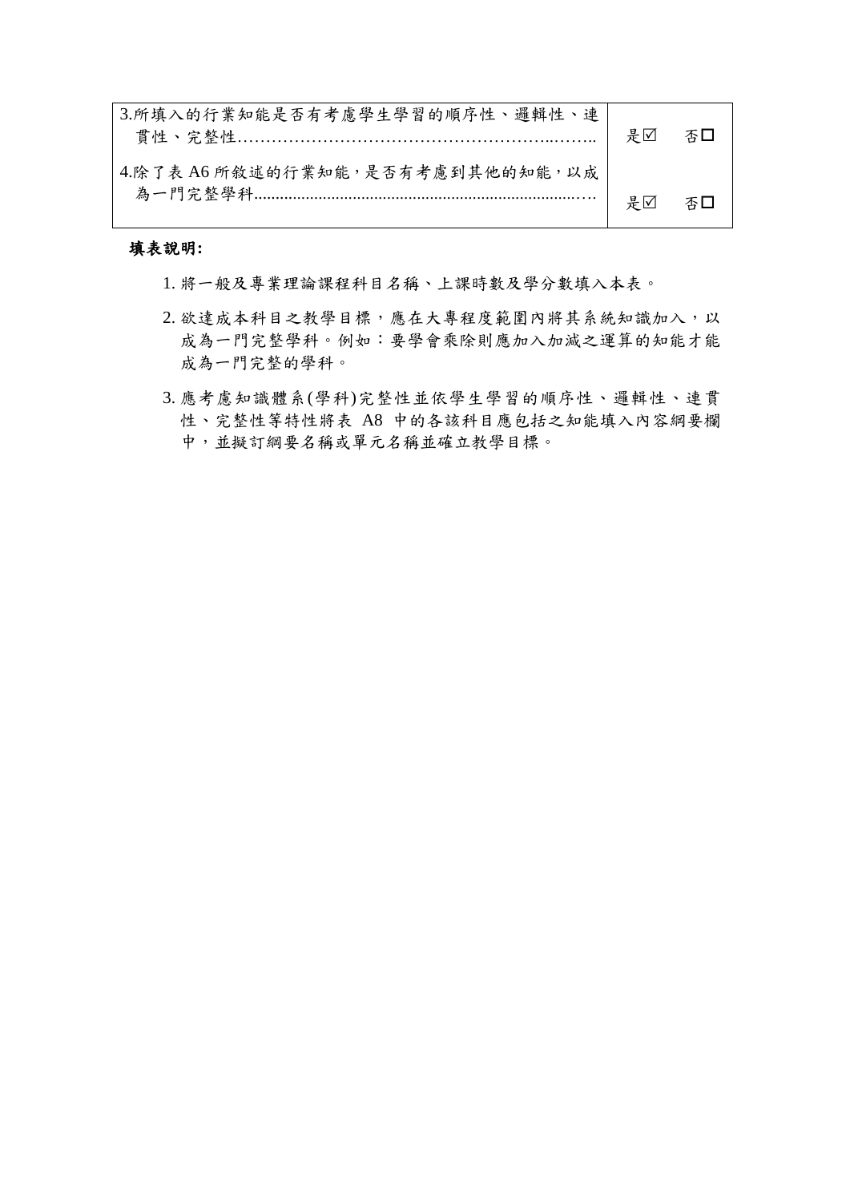| | |
|---|---|
| 3.所填入的行業知能是否有考慮學生學習的順序性、邏輯性、連貫性、完整性……………………………………………..…….. | 是☑　否☐ |
| 4.除了表 A6 所敘述的行業知能，是否有考慮到其他的知能，以成為一門完整學科..............................................................…. | 是☑　否☐ |

**填表說明:**

1. 將一般及專業理論課程科目名稱、上課時數及學分數填入本表。
2. 欲達成本科目之教學目標，應在大專程度範圍內將其系統知識加入，以成為一門完整學科。例如：要學會乘除則應加入加減之運算的知能才能成為一門完整的學科。
3. 應考慮知識體系(學科)完整性並依學生學習的順序性、邏輯性、連貫性、完整性等特性將表 A8 中的各該科目應包括之知能填入內容綱要欄中，並擬訂綱要名稱或單元名稱並確立教學目標。